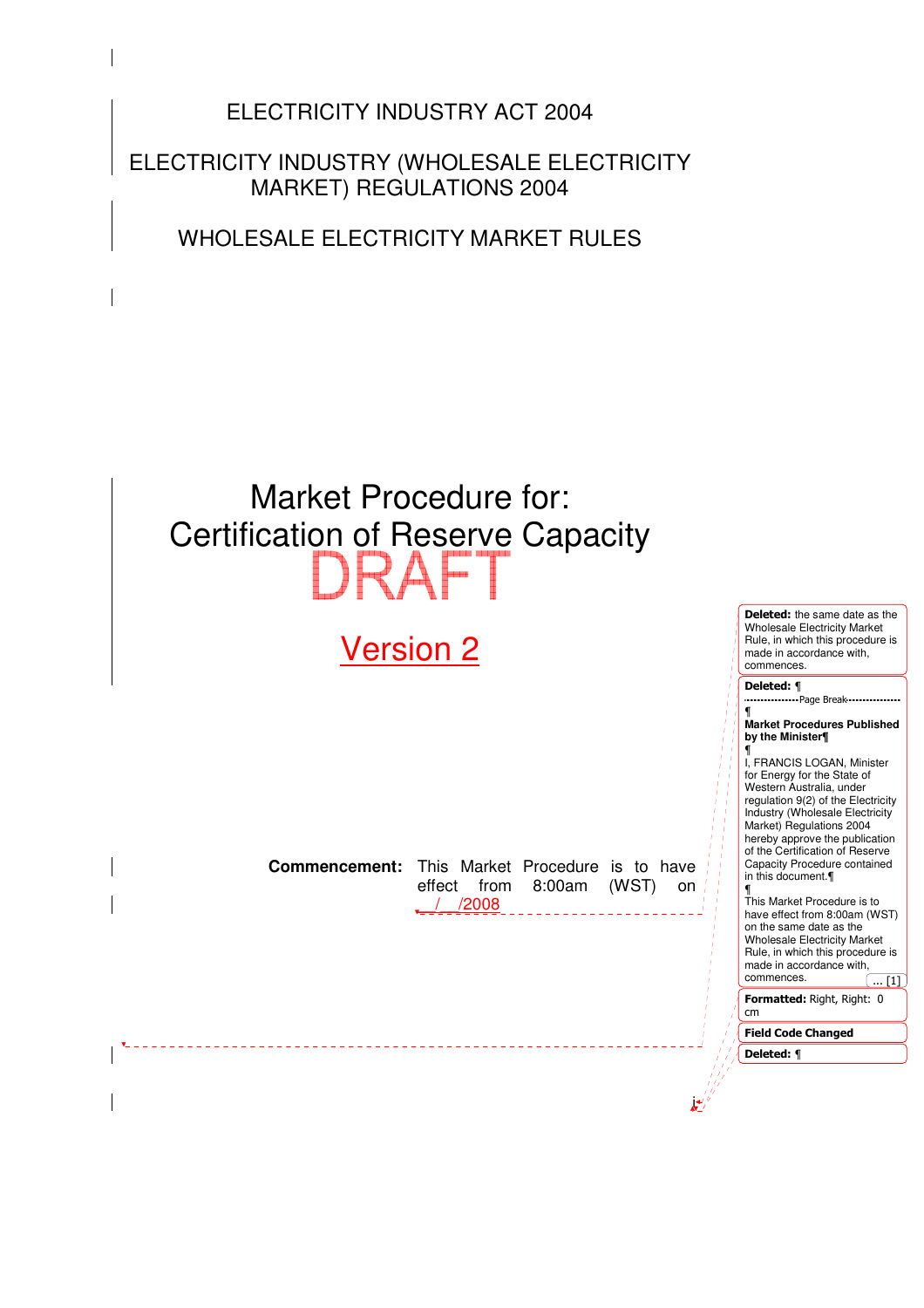ELECTRICITY INDUSTRY ACT 2004

ELECTRICITY INDUSTRY (WHOLESALE ELECTRICITY MARKET) REGULATIONS 2004

WHOLESALE ELECTRICITY MARKET RULES

# Market Procedure for: Certification of Reserve Capacity

DRAFT

## Version 2

**Commencement:** This Market Procedure is to have effect from 8:00am (WST) on __/__/2008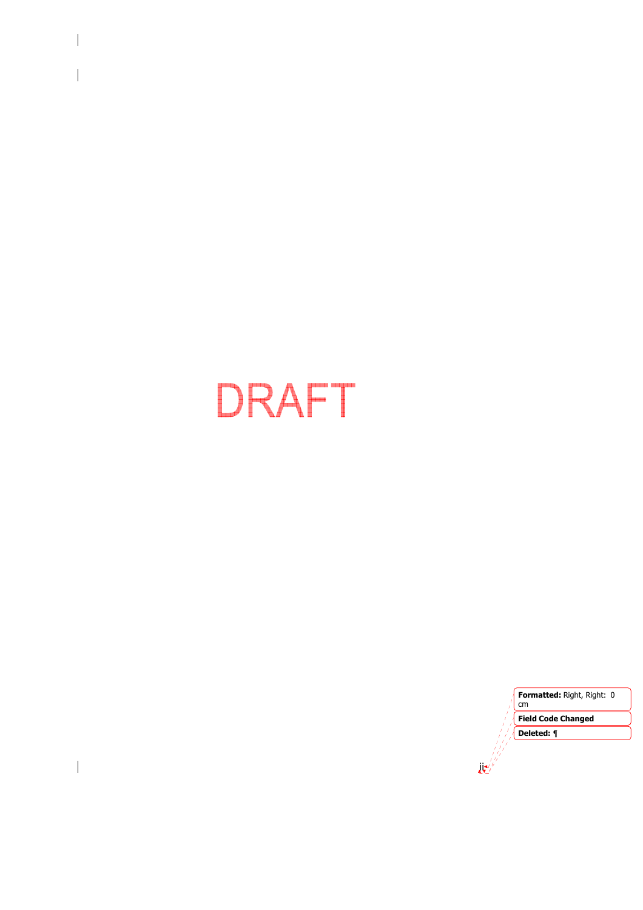DRAFT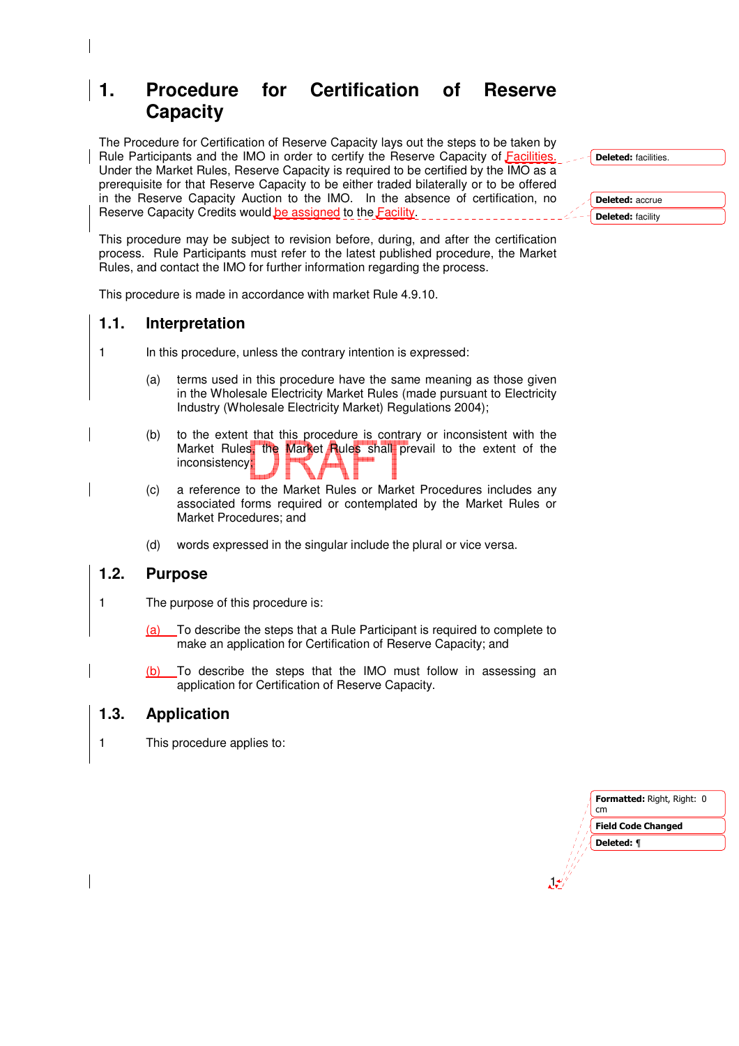# 1. Procedure for Certification of Reserve Capacity

The Procedure for Certification of Reserve Capacity lays out the steps to be taken by Rule Participants and the IMO in order to certify the Reserve Capacity of Facilities. Under the Market Rules, Reserve Capacity is required to be certified by the IMO as a prerequisite for that Reserve Capacity to be either traded bilaterally or to be offered in the Reserve Capacity Auction to the IMO. In the absence of certification, no Reserve Capacity Credits would be assigned to the Facility.

This procedure may be subject to revision before, during, and after the certification process. Rule Participants must refer to the latest published procedure, the Market Rules, and contact the IMO for further information regarding the process.

This procedure is made in accordance with market Rule 4.9.10.

## 1.1. Interpretation

1 In this procedure, unless the contrary intention is expressed:

(a) terms used in this procedure have the same meaning as those given in the Wholesale Electricity Market Rules (made pursuant to Electricity Industry (Wholesale Electricity Market) Regulations 2004);

(b) to the extent that this procedure is contrary or inconsistent with the Market Rules, the Market Rules shall prevail to the extent of the inconsistency;

(c) a reference to the Market Rules or Market Procedures includes any associated forms required or contemplated by the Market Rules or Market Procedures; and

(d) words expressed in the singular include the plural or vice versa.

## 1.2. Purpose

1 The purpose of this procedure is:

(a) To describe the steps that a Rule Participant is required to complete to make an application for Certification of Reserve Capacity; and

(b) To describe the steps that the IMO must follow in assessing an application for Certification of Reserve Capacity.

## 1.3. Application

1 This procedure applies to: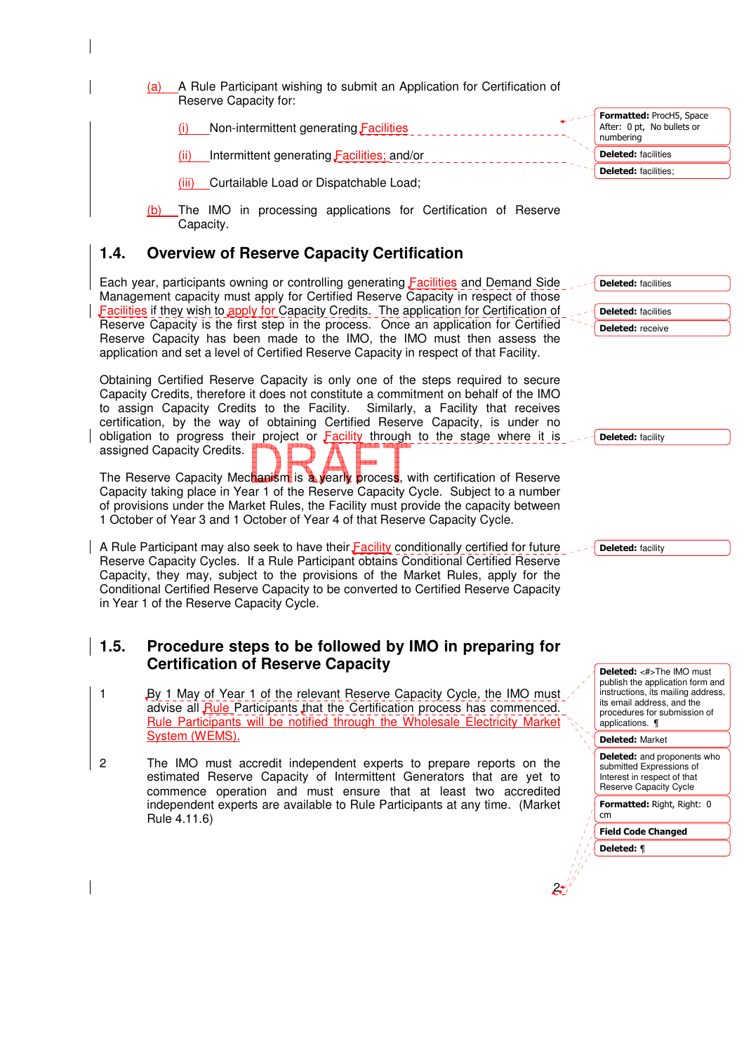(a) A Rule Participant wishing to submit an Application for Certification of Reserve Capacity for:

(i) Non-intermittent generating Facilities

(ii) Intermittent generating Facilities; and/or

(iii) Curtailable Load or Dispatchable Load;

(b) The IMO in processing applications for Certification of Reserve Capacity.

## 1.4. Overview of Reserve Capacity Certification

Each year, participants owning or controlling generating Facilities and Demand Side Management capacity must apply for Certified Reserve Capacity in respect of those Facilities if they wish to apply for Capacity Credits. The application for Certification of Reserve Capacity is the first step in the process. Once an application for Certified Reserve Capacity has been made to the IMO, the IMO must then assess the application and set a level of Certified Reserve Capacity in respect of that Facility.

Obtaining Certified Reserve Capacity is only one of the steps required to secure Capacity Credits, therefore it does not constitute a commitment on behalf of the IMO to assign Capacity Credits to the Facility. Similarly, a Facility that receives certification, by the way of obtaining Certified Reserve Capacity, is under no obligation to progress their project or Facility through to the stage where it is assigned Capacity Credits.

The Reserve Capacity Mechanism is a yearly process, with certification of Reserve Capacity taking place in Year 1 of the Reserve Capacity Cycle. Subject to a number of provisions under the Market Rules, the Facility must provide the capacity between 1 October of Year 3 and 1 October of Year 4 of that Reserve Capacity Cycle.

A Rule Participant may also seek to have their Facility conditionally certified for future Reserve Capacity Cycles. If a Rule Participant obtains Conditional Certified Reserve Capacity, they may, subject to the provisions of the Market Rules, apply for the Conditional Certified Reserve Capacity to be converted to Certified Reserve Capacity in Year 1 of the Reserve Capacity Cycle.

## 1.5. Procedure steps to be followed by IMO in preparing for Certification of Reserve Capacity

1. By 1 May of Year 1 of the relevant Reserve Capacity Cycle, the IMO must advise all Rule Participants that the Certification process has commenced. Rule Participants will be notified through the Wholesale Electricity Market System (WEMS).

2. The IMO must accredit independent experts to prepare reports on the estimated Reserve Capacity of Intermittent Generators that are yet to commence operation and must ensure that at least two accredited independent experts are available to Rule Participants at any time. (Market Rule 4.11.6)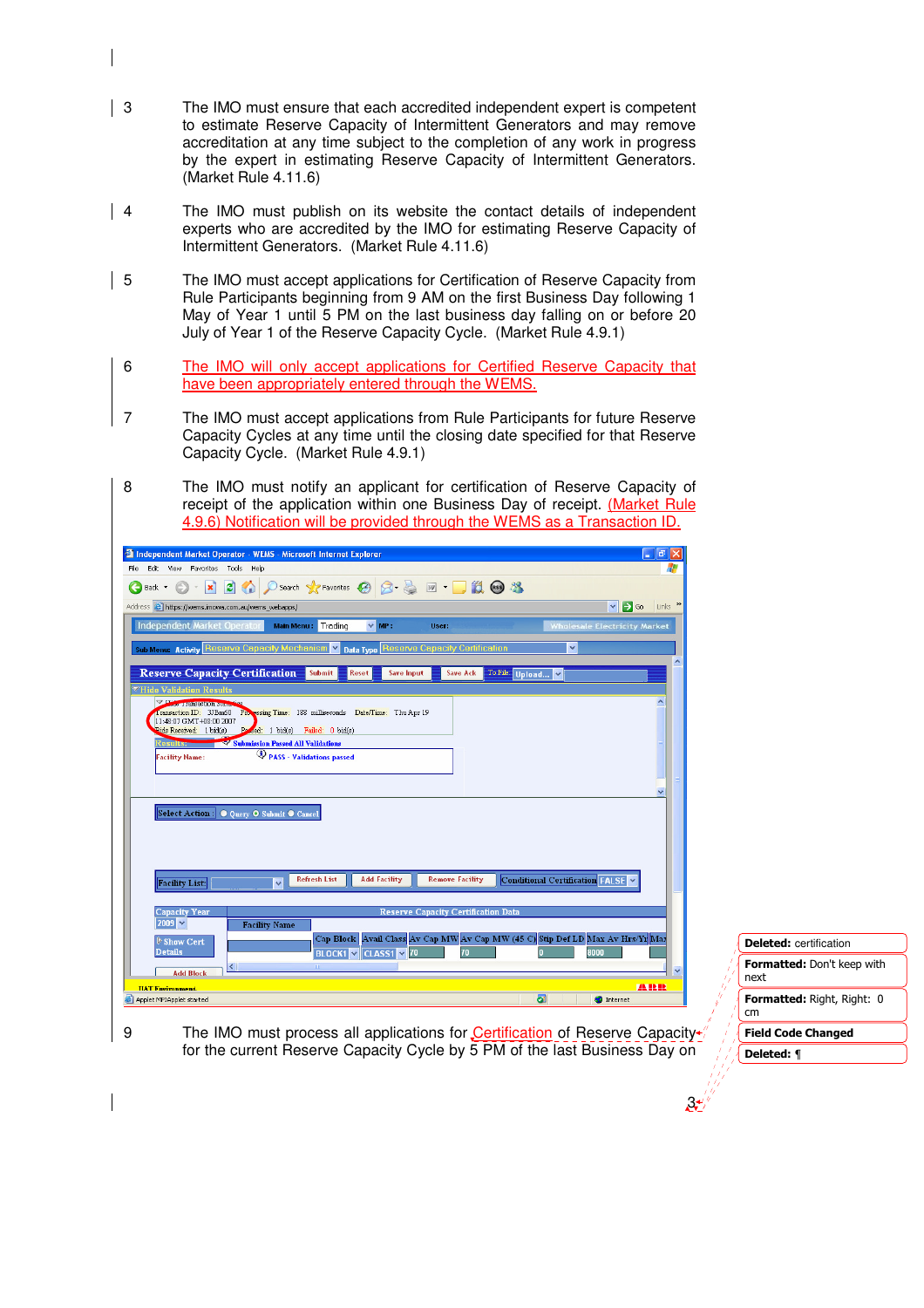3 The IMO must ensure that each accredited independent expert is competent to estimate Reserve Capacity of Intermittent Generators and may remove accreditation at any time subject to the completion of any work in progress by the expert in estimating Reserve Capacity of Intermittent Generators. (Market Rule 4.11.6)

4 The IMO must publish on its website the contact details of independent experts who are accredited by the IMO for estimating Reserve Capacity of Intermittent Generators. (Market Rule 4.11.6)

5 The IMO must accept applications for Certification of Reserve Capacity from Rule Participants beginning from 9 AM on the first Business Day following 1 May of Year 1 until 5 PM on the last business day falling on or before 20 July of Year 1 of the Reserve Capacity Cycle. (Market Rule 4.9.1)

6 The IMO will only accept applications for Certified Reserve Capacity that have been appropriately entered through the WEMS.

7 The IMO must accept applications from Rule Participants for future Reserve Capacity Cycles at any time until the closing date specified for that Reserve Capacity Cycle. (Market Rule 4.9.1)

8 The IMO must notify an applicant for certification of Reserve Capacity of receipt of the application within one Business Day of receipt. (Market Rule 4.9.6) Notification will be provided through the WEMS as a Transaction ID.

9 The IMO must process all applications for Certification of Reserve Capacity for the current Reserve Capacity Cycle by 5 PM of the last Business Day on

Deleted: certification

Formatted: Don't keep with next

Formatted: Right, Right: 0 cm

Field Code Changed

Deleted: ¶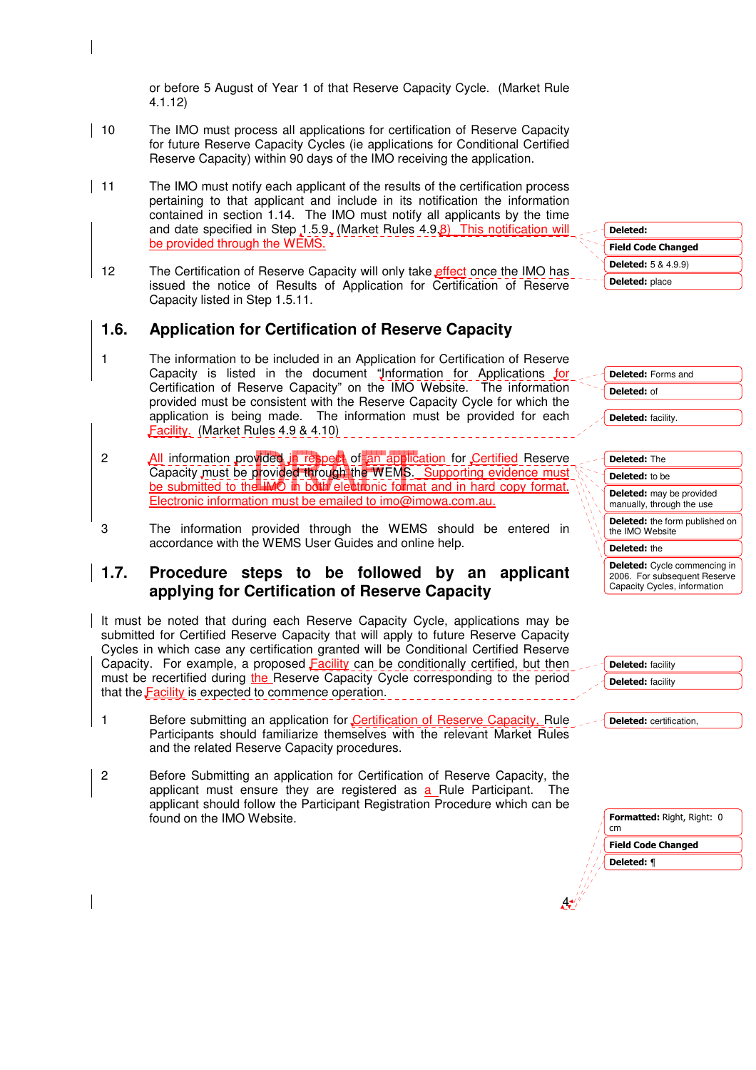or before 5 August of Year 1 of that Reserve Capacity Cycle. (Market Rule 4.1.12)

10 The IMO must process all applications for certification of Reserve Capacity for future Reserve Capacity Cycles (ie applications for Conditional Certified Reserve Capacity) within 90 days of the IMO receiving the application.

11 The IMO must notify each applicant of the results of the certification process pertaining to that applicant and include in its notification the information contained in section 1.14. The IMO must notify all applicants by the time and date specified in Step 1.5.9. (Market Rules 4.9.8) This notification will be provided through the WEMS.

12 The Certification of Reserve Capacity will only take effect once the IMO has issued the notice of Results of Application for Certification of Reserve Capacity listed in Step 1.5.11.

## 1.6. Application for Certification of Reserve Capacity

1 The information to be included in an Application for Certification of Reserve Capacity is listed in the document "Information for Applications for Certification of Reserve Capacity" on the IMO Website. The information provided must be consistent with the Reserve Capacity Cycle for which the application is being made. The information must be provided for each Facility. (Market Rules 4.9 & 4.10)

2 All information provided in respect of an application for Certified Reserve Capacity must be provided through the WEMS. Supporting evidence must be submitted to the IMO in both electronic format and in hard copy format. Electronic information must be emailed to imo@imowa.com.au.

3 The information provided through the WEMS should be entered in accordance with the WEMS User Guides and online help.

## 1.7. Procedure steps to be followed by an applicant applying for Certification of Reserve Capacity

It must be noted that during each Reserve Capacity Cycle, applications may be submitted for Certified Reserve Capacity that will apply to future Reserve Capacity Cycles in which case any certification granted will be Conditional Certified Reserve Capacity. For example, a proposed Facility can be conditionally certified, but then must be recertified during the Reserve Capacity Cycle corresponding to the period that the Facility is expected to commence operation.

1 Before submitting an application for Certification of Reserve Capacity, Rule Participants should familiarize themselves with the relevant Market Rules and the related Reserve Capacity procedures.

2 Before Submitting an application for Certification of Reserve Capacity, the applicant must ensure they are registered as a Rule Participant. The applicant should follow the Participant Registration Procedure which can be found on the IMO Website.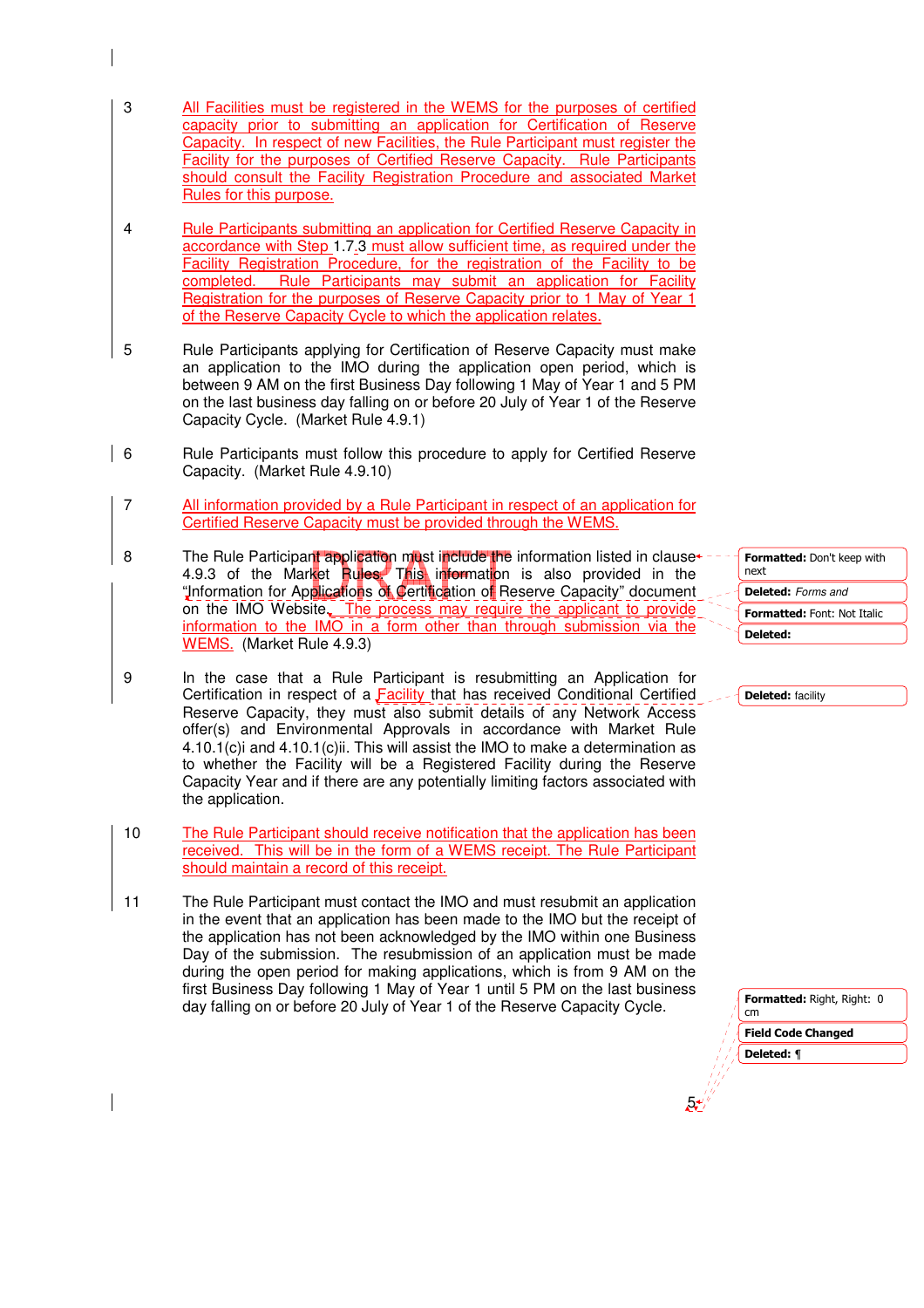3 All Facilities must be registered in the WEMS for the purposes of certified capacity prior to submitting an application for Certification of Reserve Capacity. In respect of new Facilities, the Rule Participant must register the Facility for the purposes of Certified Reserve Capacity. Rule Participants should consult the Facility Registration Procedure and associated Market Rules for this purpose.

4 Rule Participants submitting an application for Certified Reserve Capacity in accordance with Step 1.7.3 must allow sufficient time, as required under the Facility Registration Procedure, for the registration of the Facility to be completed. Rule Participants may submit an application for Facility Registration for the purposes of Reserve Capacity prior to 1 May of Year 1 of the Reserve Capacity Cycle to which the application relates.

5 Rule Participants applying for Certification of Reserve Capacity must make an application to the IMO during the application open period, which is between 9 AM on the first Business Day following 1 May of Year 1 and 5 PM on the last business day falling on or before 20 July of Year 1 of the Reserve Capacity Cycle. (Market Rule 4.9.1)

6 Rule Participants must follow this procedure to apply for Certified Reserve Capacity. (Market Rule 4.9.10)

7 All information provided by a Rule Participant in respect of an application for Certified Reserve Capacity must be provided through the WEMS.

8 The Rule Participant application must include the information listed in clause 4.9.3 of the Market Rules. This information is also provided in the "Information for Applications of Certification of Reserve Capacity" document on the IMO Website. The process may require the applicant to provide information to the IMO in a form other than through submission via the WEMS. (Market Rule 4.9.3)

9 In the case that a Rule Participant is resubmitting an Application for Certification in respect of a Facility that has received Conditional Certified Reserve Capacity, they must also submit details of any Network Access offer(s) and Environmental Approvals in accordance with Market Rule 4.10.1(c)i and 4.10.1(c)ii. This will assist the IMO to make a determination as to whether the Facility will be a Registered Facility during the Reserve Capacity Year and if there are any potentially limiting factors associated with the application.

10 The Rule Participant should receive notification that the application has been received. This will be in the form of a WEMS receipt. The Rule Participant should maintain a record of this receipt.

11 The Rule Participant must contact the IMO and must resubmit an application in the event that an application has been made to the IMO but the receipt of the application has not been acknowledged by the IMO within one Business Day of the submission. The resubmission of an application must be made during the open period for making applications, which is from 9 AM on the first Business Day following 1 May of Year 1 until 5 PM on the last business day falling on or before 20 July of Year 1 of the Reserve Capacity Cycle.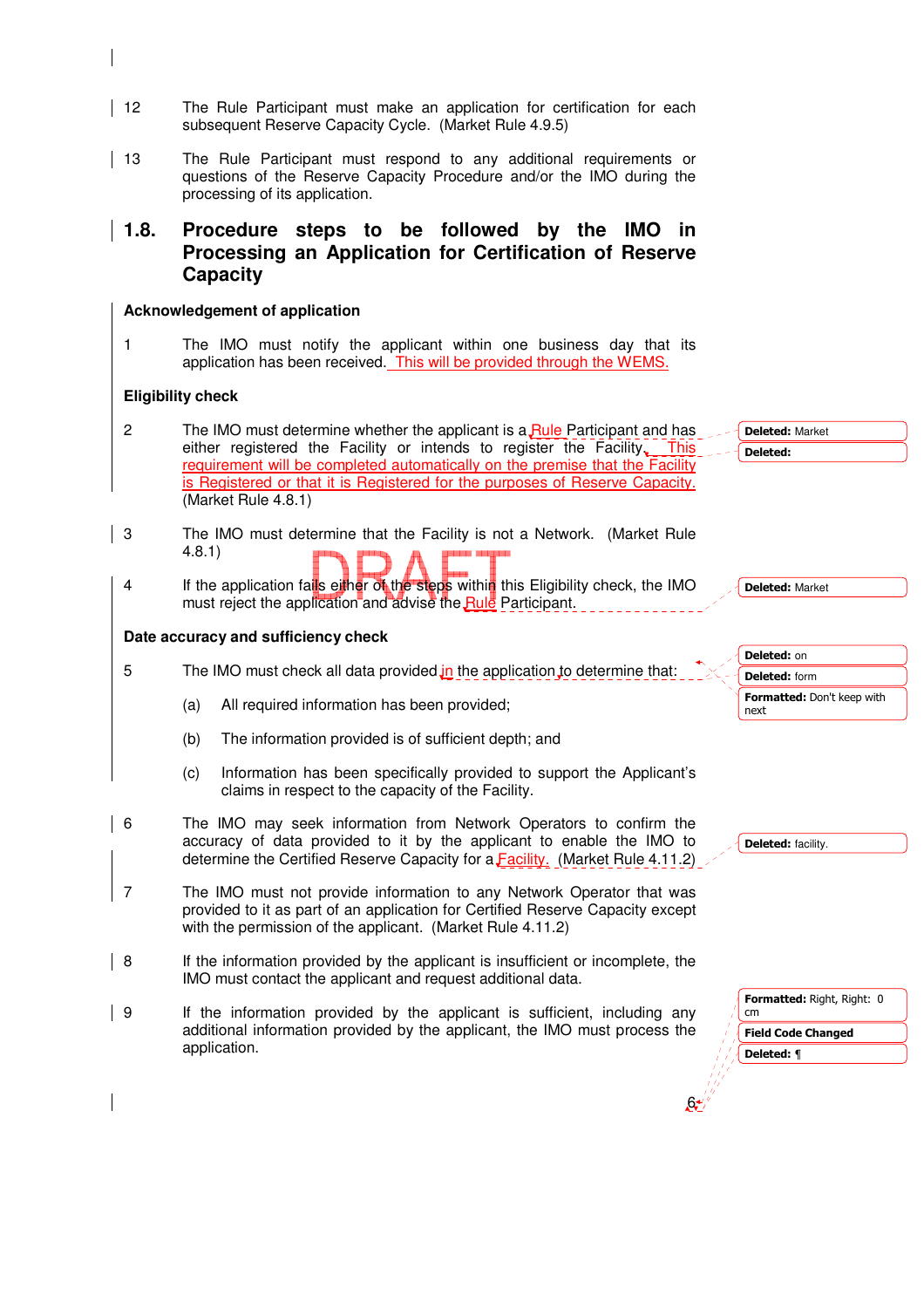12 The Rule Participant must make an application for certification for each subsequent Reserve Capacity Cycle. (Market Rule 4.9.5)

13 The Rule Participant must respond to any additional requirements or questions of the Reserve Capacity Procedure and/or the IMO during the processing of its application.

## 1.8. Procedure steps to be followed by the IMO in Processing an Application for Certification of Reserve Capacity

**Acknowledgement of application**

1 The IMO must notify the applicant within one business day that its application has been received. This will be provided through the WEMS.

**Eligibility check**

2 The IMO must determine whether the applicant is a Rule Participant and has either registered the Facility or intends to register the Facility. This requirement will be completed automatically on the premise that the Facility is Registered or that it is Registered for the purposes of Reserve Capacity. (Market Rule 4.8.1)

3 The IMO must determine that the Facility is not a Network. (Market Rule 4.8.1)

4 If the application fails either of the steps within this Eligibility check, the IMO must reject the application and advise the Rule Participant.

**Date accuracy and sufficiency check**

5 The IMO must check all data provided in the application to determine that:

(a) All required information has been provided;

(b) The information provided is of sufficient depth; and

(c) Information has been specifically provided to support the Applicant's claims in respect to the capacity of the Facility.

6 The IMO may seek information from Network Operators to confirm the accuracy of data provided to it by the applicant to enable the IMO to determine the Certified Reserve Capacity for a Facility. (Market Rule 4.11.2)

7 The IMO must not provide information to any Network Operator that was provided to it as part of an application for Certified Reserve Capacity except with the permission of the applicant. (Market Rule 4.11.2)

8 If the information provided by the applicant is insufficient or incomplete, the IMO must contact the applicant and request additional data.

9 If the information provided by the applicant is sufficient, including any additional information provided by the applicant, the IMO must process the application.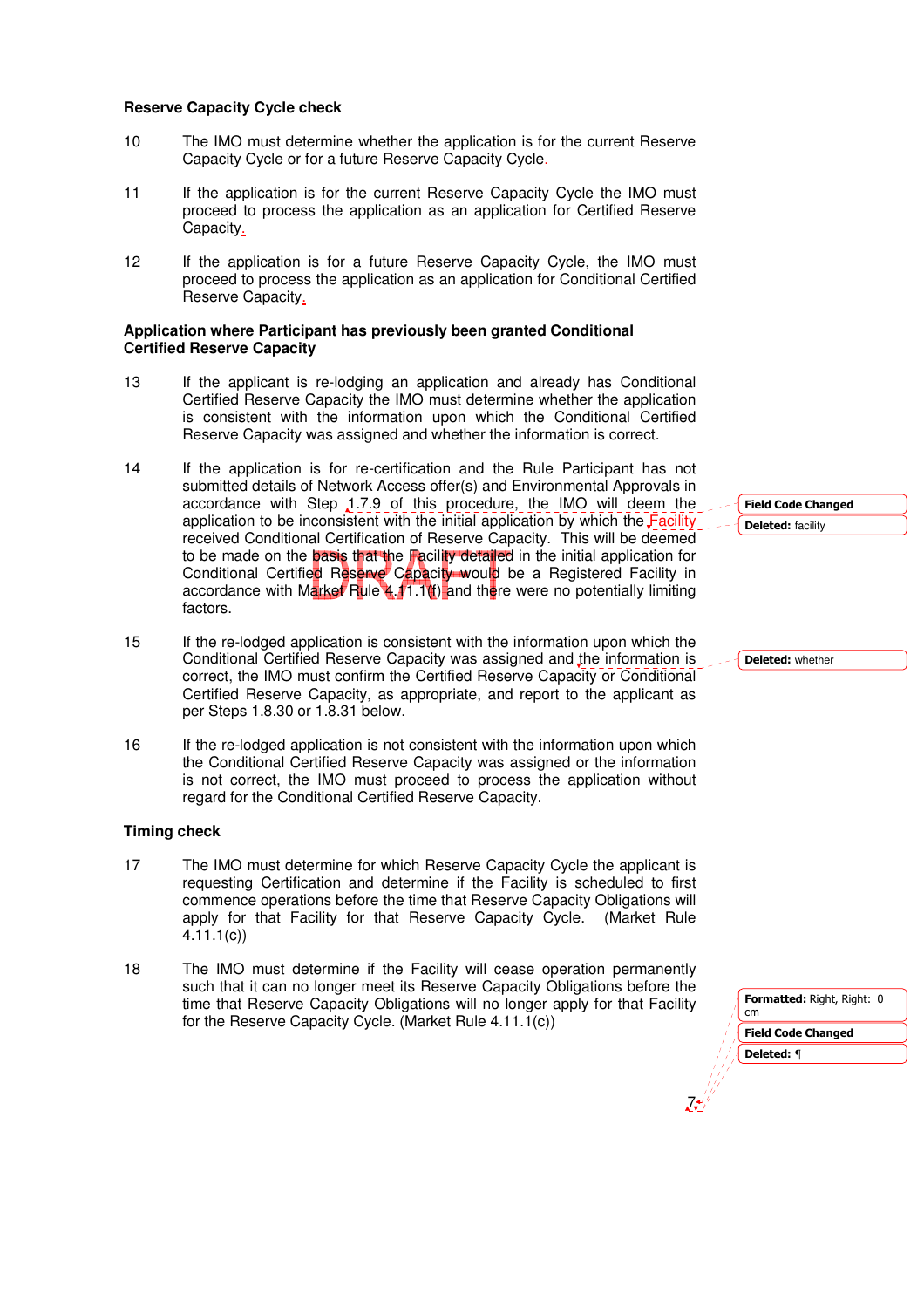**Reserve Capacity Cycle check**

10 The IMO must determine whether the application is for the current Reserve Capacity Cycle or for a future Reserve Capacity Cycle.

11 If the application is for the current Reserve Capacity Cycle the IMO must proceed to process the application as an application for Certified Reserve Capacity.

12 If the application is for a future Reserve Capacity Cycle, the IMO must proceed to process the application as an application for Conditional Certified Reserve Capacity.

**Application where Participant has previously been granted Conditional Certified Reserve Capacity**

13 If the applicant is re-lodging an application and already has Conditional Certified Reserve Capacity the IMO must determine whether the application is consistent with the information upon which the Conditional Certified Reserve Capacity was assigned and whether the information is correct.

14 If the application is for re-certification and the Rule Participant has not submitted details of Network Access offer(s) and Environmental Approvals in accordance with Step 1.7.9 of this procedure, the IMO will deem the application to be inconsistent with the initial application by which the Facility received Conditional Certification of Reserve Capacity. This will be deemed to be made on the basis that the Facility detailed in the initial application for Conditional Certified Reserve Capacity would be a Registered Facility in accordance with Market Rule 4.11.1(f) and there were no potentially limiting factors.

15 If the re-lodged application is consistent with the information upon which the Conditional Certified Reserve Capacity was assigned and the information is correct, the IMO must confirm the Certified Reserve Capacity or Conditional Certified Reserve Capacity, as appropriate, and report to the applicant as per Steps 1.8.30 or 1.8.31 below.

16 If the re-lodged application is not consistent with the information upon which the Conditional Certified Reserve Capacity was assigned or the information is not correct, the IMO must proceed to process the application without regard for the Conditional Certified Reserve Capacity.

**Timing check**

17 The IMO must determine for which Reserve Capacity Cycle the applicant is requesting Certification and determine if the Facility is scheduled to first commence operations before the time that Reserve Capacity Obligations will apply for that Facility for that Reserve Capacity Cycle. (Market Rule 4.11.1(c))

18 The IMO must determine if the Facility will cease operation permanently such that it can no longer meet its Reserve Capacity Obligations before the time that Reserve Capacity Obligations will no longer apply for that Facility for the Reserve Capacity Cycle. (Market Rule 4.11.1(c))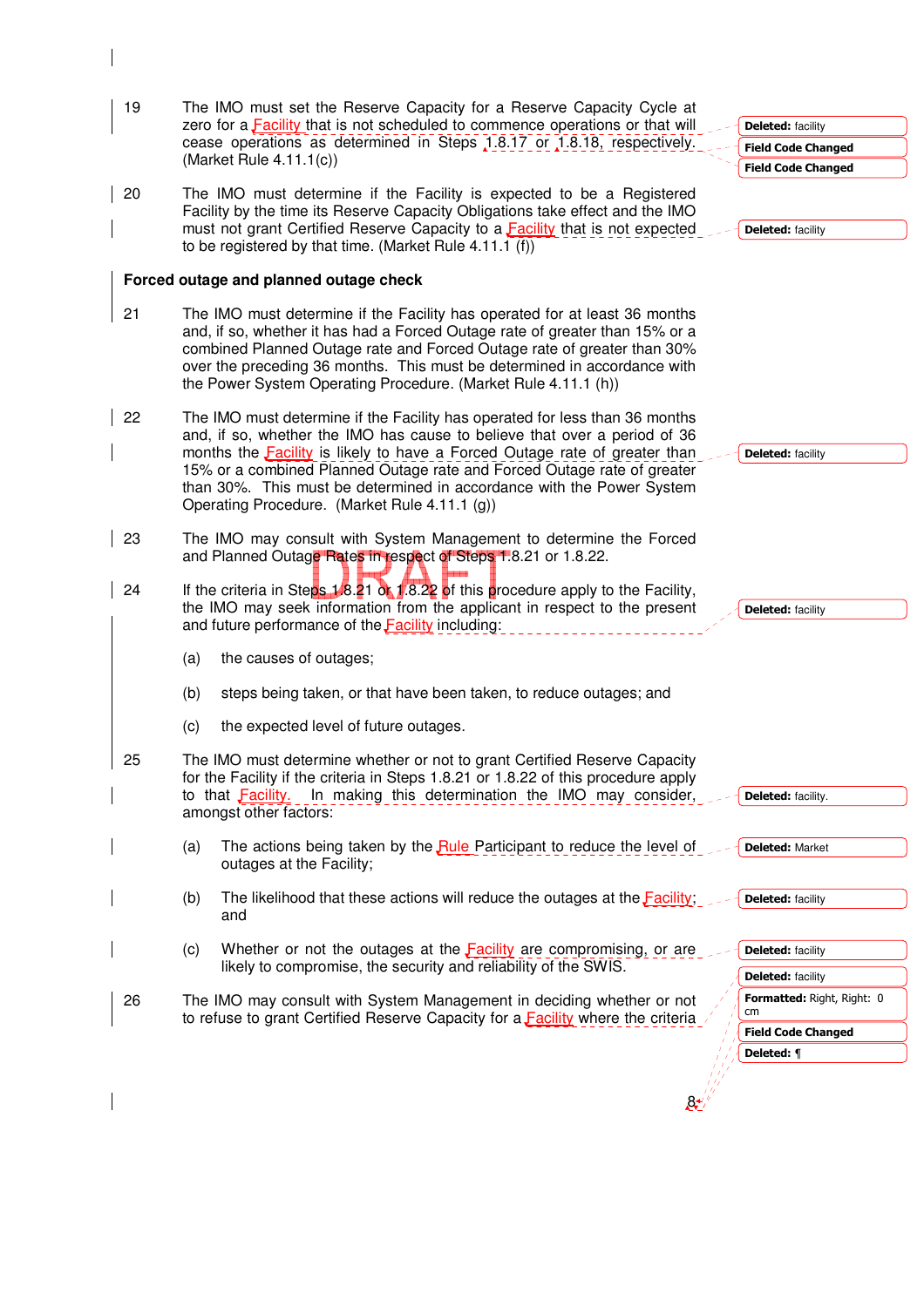19 The IMO must set the Reserve Capacity for a Reserve Capacity Cycle at zero for a Facility that is not scheduled to commence operations or that will cease operations as determined in Steps 1.8.17 or 1.8.18, respectively. (Market Rule 4.11.1(c))

20 The IMO must determine if the Facility is expected to be a Registered Facility by the time its Reserve Capacity Obligations take effect and the IMO must not grant Certified Reserve Capacity to a Facility that is not expected to be registered by that time. (Market Rule 4.11.1 (f))

**Forced outage and planned outage check**

21 The IMO must determine if the Facility has operated for at least 36 months and, if so, whether it has had a Forced Outage rate of greater than 15% or a combined Planned Outage rate and Forced Outage rate of greater than 30% over the preceding 36 months. This must be determined in accordance with the Power System Operating Procedure. (Market Rule 4.11.1 (h))

22 The IMO must determine if the Facility has operated for less than 36 months and, if so, whether the IMO has cause to believe that over a period of 36 months the Facility is likely to have a Forced Outage rate of greater than 15% or a combined Planned Outage rate and Forced Outage rate of greater than 30%. This must be determined in accordance with the Power System Operating Procedure. (Market Rule 4.11.1 (g))

23 The IMO may consult with System Management to determine the Forced and Planned Outage Rates in respect of Steps 1.8.21 or 1.8.22.

24 If the criteria in Steps 1.8.21 or 1.8.22 of this procedure apply to the Facility, the IMO may seek information from the applicant in respect to the present and future performance of the Facility including:

(a) the causes of outages;

(b) steps being taken, or that have been taken, to reduce outages; and

(c) the expected level of future outages.

25 The IMO must determine whether or not to grant Certified Reserve Capacity for the Facility if the criteria in Steps 1.8.21 or 1.8.22 of this procedure apply to that Facility. In making this determination the IMO may consider, amongst other factors:

(a) The actions being taken by the Rule Participant to reduce the level of outages at the Facility;

(b) The likelihood that these actions will reduce the outages at the Facility; and

(c) Whether or not the outages at the Facility are compromising, or are likely to compromise, the security and reliability of the SWIS.

26 The IMO may consult with System Management in deciding whether or not to refuse to grant Certified Reserve Capacity for a Facility where the criteria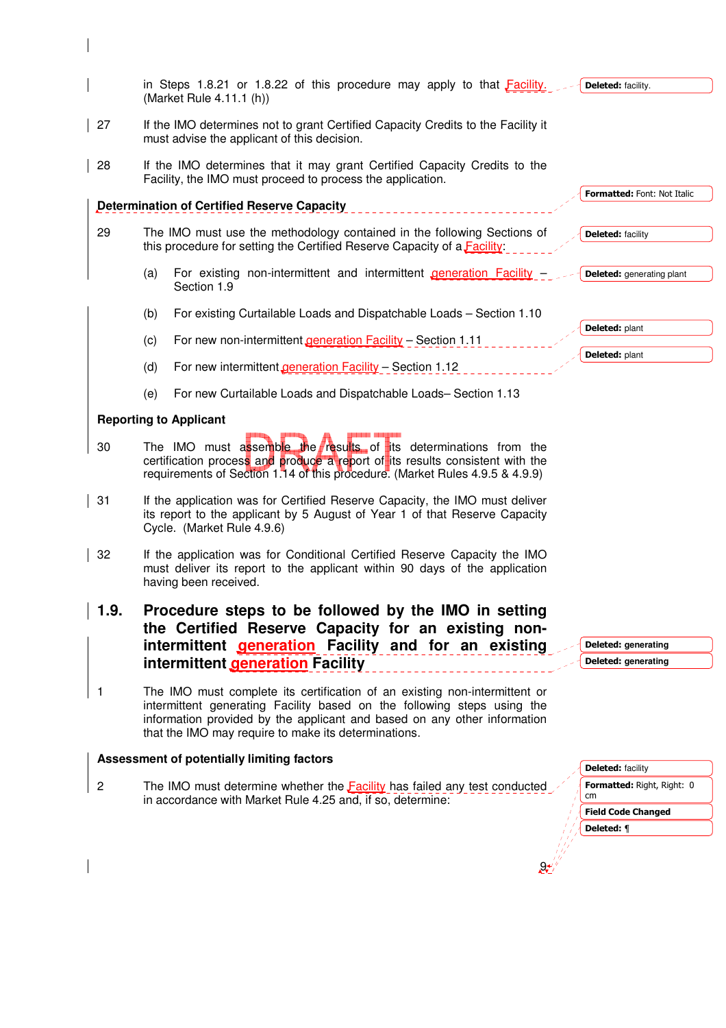in Steps 1.8.21 or 1.8.22 of this procedure may apply to that Facility. (Market Rule 4.11.1 (h))

27 If the IMO determines not to grant Certified Capacity Credits to the Facility it must advise the applicant of this decision.

28 If the IMO determines that it may grant Certified Capacity Credits to the Facility, the IMO must proceed to process the application.

**Determination of Certified Reserve Capacity**

29 The IMO must use the methodology contained in the following Sections of this procedure for setting the Certified Reserve Capacity of a Facility:

(a) For existing non-intermittent and intermittent generation Facility – Section 1.9

(b) For existing Curtailable Loads and Dispatchable Loads – Section 1.10

(c) For new non-intermittent generation Facility – Section 1.11

(d) For new intermittent generation Facility – Section 1.12

(e) For new Curtailable Loads and Dispatchable Loads– Section 1.13

**Reporting to Applicant**

30 The IMO must assemble the results of its determinations from the certification process and produce a report of its results consistent with the requirements of Section 1.14 of this procedure. (Market Rules 4.9.5 & 4.9.9)

31 If the application was for Certified Reserve Capacity, the IMO must deliver its report to the applicant by 5 August of Year 1 of that Reserve Capacity Cycle. (Market Rule 4.9.6)

32 If the application was for Conditional Certified Reserve Capacity the IMO must deliver its report to the applicant within 90 days of the application having been received.

## 1.9. Procedure steps to be followed by the IMO in setting the Certified Reserve Capacity for an existing non-intermittent generation Facility and for an existing intermittent generation Facility

1 The IMO must complete its certification of an existing non-intermittent or intermittent generating Facility based on the following steps using the information provided by the applicant and based on any other information that the IMO may require to make its determinations.

**Assessment of potentially limiting factors**

2 The IMO must determine whether the Facility has failed any test conducted in accordance with Market Rule 4.25 and, if so, determine: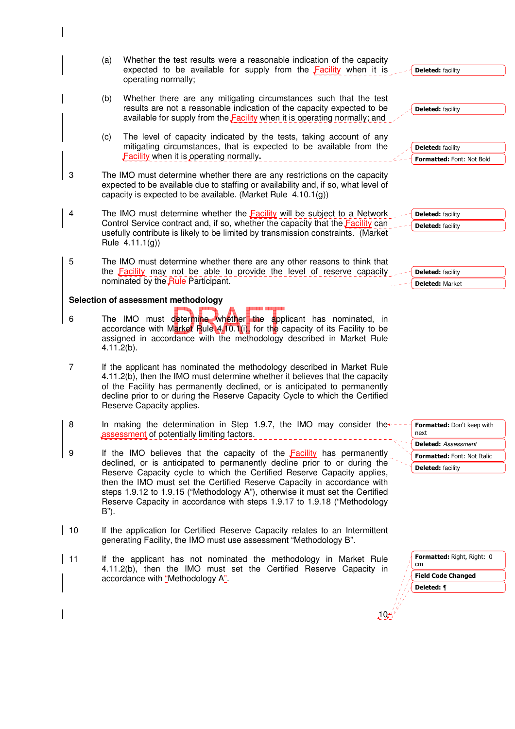(a) Whether the test results were a reasonable indication of the capacity expected to be available for supply from the Facility when it is operating normally;

(b) Whether there are any mitigating circumstances such that the test results are not a reasonable indication of the capacity expected to be available for supply from the Facility when it is operating normally; and

(c) The level of capacity indicated by the tests, taking account of any mitigating circumstances, that is expected to be available from the Facility when it is operating normally.

3 The IMO must determine whether there are any restrictions on the capacity expected to be available due to staffing or availability and, if so, what level of capacity is expected to be available. (Market Rule 4.10.1(g))

4 The IMO must determine whether the Facility will be subject to a Network Control Service contract and, if so, whether the capacity that the Facility can usefully contribute is likely to be limited by transmission constraints. (Market Rule 4.11.1(g))

5 The IMO must determine whether there are any other reasons to think that the Facility may not be able to provide the level of reserve capacity nominated by the Rule Participant.

**Selection of assessment methodology**

6 The IMO must determine whether the applicant has nominated, in accordance with Market Rule 4.10.1(i), for the capacity of its Facility to be assigned in accordance with the methodology described in Market Rule 4.11.2(b).

7 If the applicant has nominated the methodology described in Market Rule 4.11.2(b), then the IMO must determine whether it believes that the capacity of the Facility has permanently declined, or is anticipated to permanently decline prior to or during the Reserve Capacity Cycle to which the Certified Reserve Capacity applies.

8 In making the determination in Step 1.9.7, the IMO may consider the assessment of potentially limiting factors.

9 If the IMO believes that the capacity of the Facility has permanently declined, or is anticipated to permanently decline prior to or during the Reserve Capacity cycle to which the Certified Reserve Capacity applies, then the IMO must set the Certified Reserve Capacity in accordance with steps 1.9.12 to 1.9.15 ("Methodology A"), otherwise it must set the Certified Reserve Capacity in accordance with steps 1.9.17 to 1.9.18 ("Methodology B").

10 If the application for Certified Reserve Capacity relates to an Intermittent generating Facility, the IMO must use assessment "Methodology B".

11 If the applicant has not nominated the methodology in Market Rule 4.11.2(b), then the IMO must set the Certified Reserve Capacity in accordance with "Methodology A".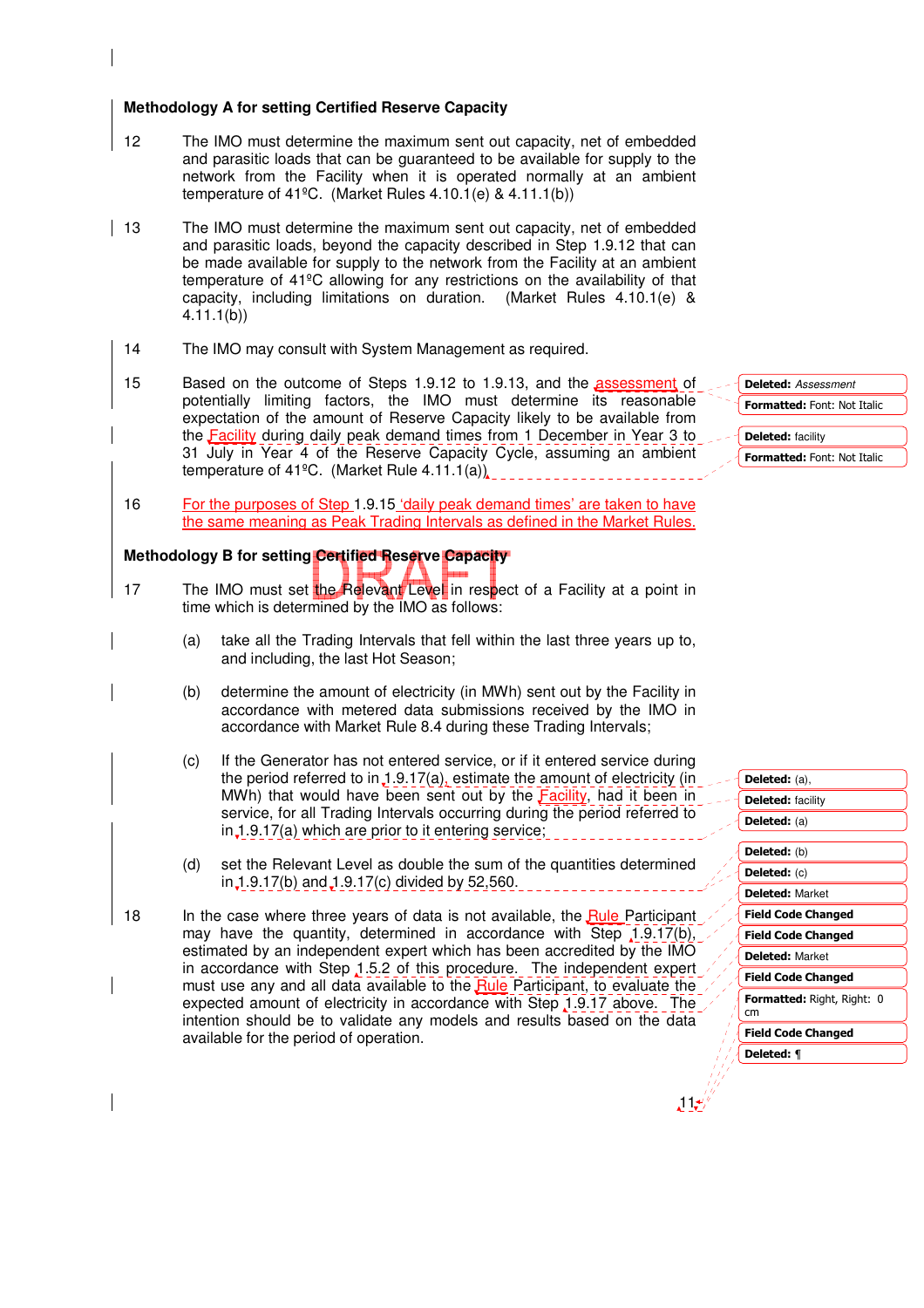### Methodology A for setting Certified Reserve Capacity

12 The IMO must determine the maximum sent out capacity, net of embedded and parasitic loads that can be guaranteed to be available for supply to the network from the Facility when it is operated normally at an ambient temperature of 41ºC. (Market Rules 4.10.1(e) & 4.11.1(b))

13 The IMO must determine the maximum sent out capacity, net of embedded and parasitic loads, beyond the capacity described in Step 1.9.12 that can be made available for supply to the network from the Facility at an ambient temperature of 41ºC allowing for any restrictions on the availability of that capacity, including limitations on duration. (Market Rules 4.10.1(e) & 4.11.1(b))

14 The IMO may consult with System Management as required.

15 Based on the outcome of Steps 1.9.12 to 1.9.13, and the assessment of potentially limiting factors, the IMO must determine its reasonable expectation of the amount of Reserve Capacity likely to be available from the Facility during daily peak demand times from 1 December in Year 3 to 31 July in Year 4 of the Reserve Capacity Cycle, assuming an ambient temperature of 41ºC. (Market Rule 4.11.1(a))

16 For the purposes of Step 1.9.15 'daily peak demand times' are taken to have the same meaning as Peak Trading Intervals as defined in the Market Rules.

### Methodology B for setting Certified Reserve Capacity

17 The IMO must set the Relevant Level in respect of a Facility at a point in time which is determined by the IMO as follows:

(a) take all the Trading Intervals that fell within the last three years up to, and including, the last Hot Season;

(b) determine the amount of electricity (in MWh) sent out by the Facility in accordance with metered data submissions received by the IMO in accordance with Market Rule 8.4 during these Trading Intervals;

(c) If the Generator has not entered service, or if it entered service during the period referred to in 1.9.17(a), estimate the amount of electricity (in MWh) that would have been sent out by the Facility, had it been in service, for all Trading Intervals occurring during the period referred to in 1.9.17(a) which are prior to it entering service;

(d) set the Relevant Level as double the sum of the quantities determined in 1.9.17(b) and 1.9.17(c) divided by 52,560.

18 In the case where three years of data is not available, the Rule Participant may have the quantity, determined in accordance with Step 1.9.17(b), estimated by an independent expert which has been accredited by the IMO in accordance with Step 1.5.2 of this procedure. The independent expert must use any and all data available to the Rule Participant, to evaluate the expected amount of electricity in accordance with Step 1.9.17 above. The intention should be to validate any models and results based on the data available for the period of operation.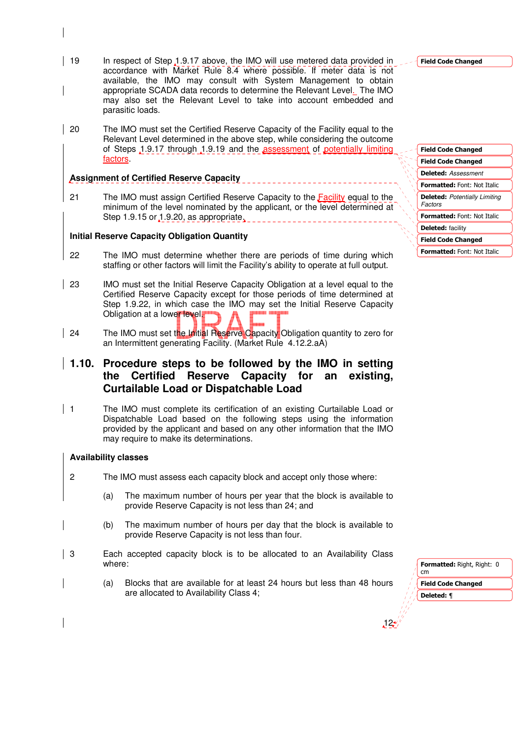19 In respect of Step 1.9.17 above, the IMO will use metered data provided in accordance with Market Rule 8.4 where possible. If meter data is not available, the IMO may consult with System Management to obtain appropriate SCADA data records to determine the Relevant Level. The IMO may also set the Relevant Level to take into account embedded and parasitic loads.

20 The IMO must set the Certified Reserve Capacity of the Facility equal to the Relevant Level determined in the above step, while considering the outcome of Steps 1.9.17 through 1.9.19 and the assessment of potentially limiting factors.

**Assignment of Certified Reserve Capacity**

21 The IMO must assign Certified Reserve Capacity to the Facility equal to the minimum of the level nominated by the applicant, or the level determined at Step 1.9.15 or 1.9.20, as appropriate.

**Initial Reserve Capacity Obligation Quantity**

22 The IMO must determine whether there are periods of time during which staffing or other factors will limit the Facility's ability to operate at full output.

23 IMO must set the Initial Reserve Capacity Obligation at a level equal to the Certified Reserve Capacity except for those periods of time determined at Step 1.9.22, in which case the IMO may set the Initial Reserve Capacity Obligation at a lower level.

24 The IMO must set the Initial Reserve Capacity Obligation quantity to zero for an Intermittent generating Facility. (Market Rule 4.12.2.aA)

## 1.10. Procedure steps to be followed by the IMO in setting the Certified Reserve Capacity for an existing, Curtailable Load or Dispatchable Load

1 The IMO must complete its certification of an existing Curtailable Load or Dispatchable Load based on the following steps using the information provided by the applicant and based on any other information that the IMO may require to make its determinations.

**Availability classes**

2 The IMO must assess each capacity block and accept only those where:

(a) The maximum number of hours per year that the block is available to provide Reserve Capacity is not less than 24; and

(b) The maximum number of hours per day that the block is available to provide Reserve Capacity is not less than four.

3 Each accepted capacity block is to be allocated to an Availability Class where:

(a) Blocks that are available for at least 24 hours but less than 48 hours are allocated to Availability Class 4;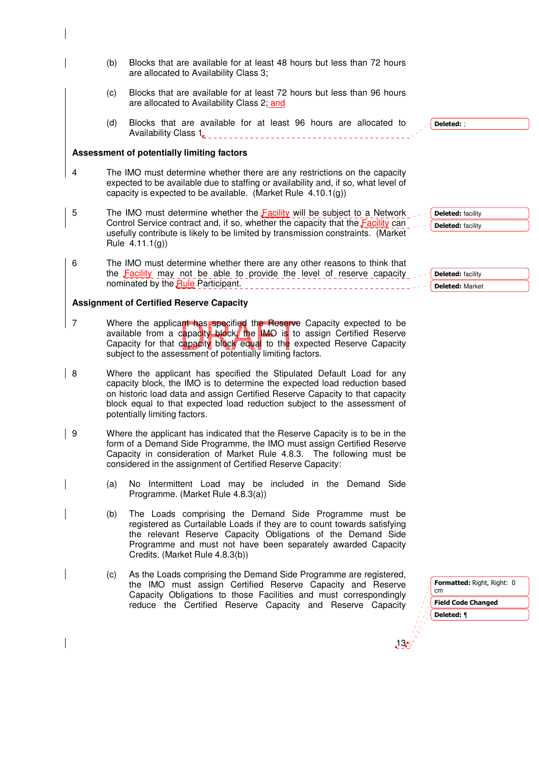(b) Blocks that are available for at least 48 hours but less than 72 hours are allocated to Availability Class 3;

(c) Blocks that are available for at least 72 hours but less than 96 hours are allocated to Availability Class 2; and

(d) Blocks that are available for at least 96 hours are allocated to Availability Class 1.

**Assessment of potentially limiting factors**

4 The IMO must determine whether there are any restrictions on the capacity expected to be available due to staffing or availability and, if so, what level of capacity is expected to be available. (Market Rule 4.10.1(g))

5 The IMO must determine whether the Facility will be subject to a Network Control Service contract and, if so, whether the capacity that the Facility can usefully contribute is likely to be limited by transmission constraints. (Market Rule 4.11.1(g))

6 The IMO must determine whether there are any other reasons to think that the Facility may not be able to provide the level of reserve capacity nominated by the Rule Participant.

**Assignment of Certified Reserve Capacity**

7 Where the applicant has specified the Reserve Capacity expected to be available from a capacity block, the IMO is to assign Certified Reserve Capacity for that capacity block equal to the expected Reserve Capacity subject to the assessment of potentially limiting factors.

8 Where the applicant has specified the Stipulated Default Load for any capacity block, the IMO is to determine the expected load reduction based on historic load data and assign Certified Reserve Capacity to that capacity block equal to that expected load reduction subject to the assessment of potentially limiting factors.

9 Where the applicant has indicated that the Reserve Capacity is to be in the form of a Demand Side Programme, the IMO must assign Certified Reserve Capacity in consideration of Market Rule 4.8.3. The following must be considered in the assignment of Certified Reserve Capacity:

(a) No Intermittent Load may be included in the Demand Side Programme. (Market Rule 4.8.3(a))

(b) The Loads comprising the Demand Side Programme must be registered as Curtailable Loads if they are to count towards satisfying the relevant Reserve Capacity Obligations of the Demand Side Programme and must not have been separately awarded Capacity Credits. (Market Rule 4.8.3(b))

(c) As the Loads comprising the Demand Side Programme are registered, the IMO must assign Certified Reserve Capacity and Reserve Capacity Obligations to those Facilities and must correspondingly reduce the Certified Reserve Capacity and Reserve Capacity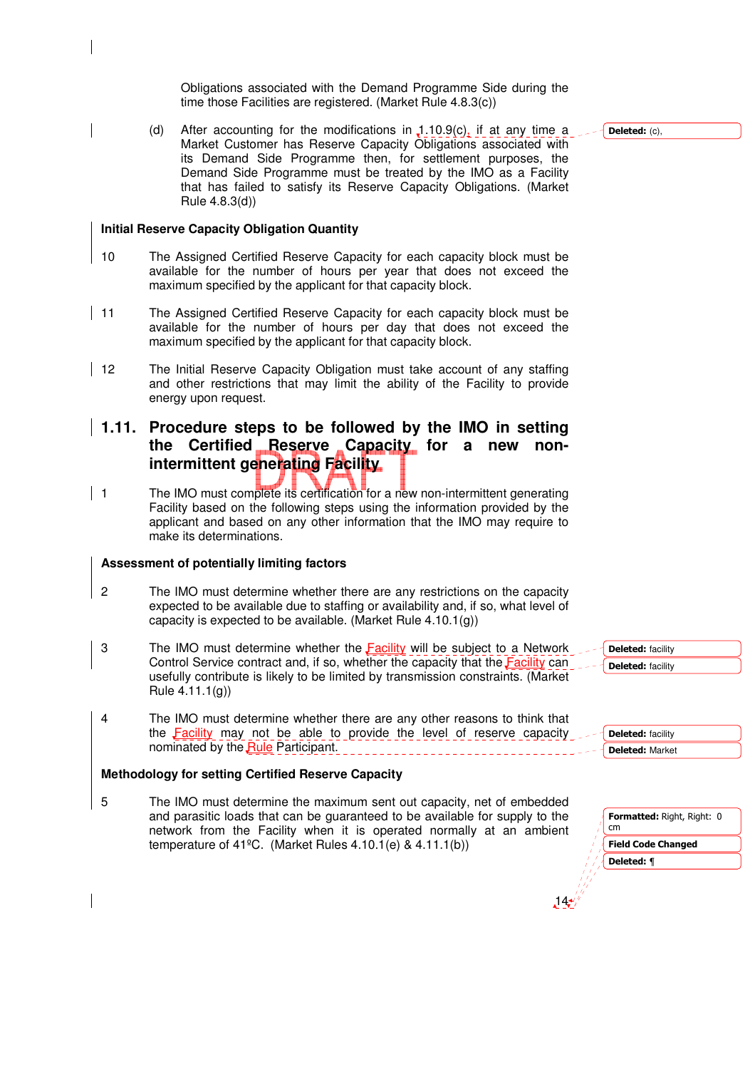Obligations associated with the Demand Programme Side during the time those Facilities are registered. (Market Rule 4.8.3(c))

(d) After accounting for the modifications in 1.10.9(c), if at any time a Market Customer has Reserve Capacity Obligations associated with its Demand Side Programme then, for settlement purposes, the Demand Side Programme must be treated by the IMO as a Facility that has failed to satisfy its Reserve Capacity Obligations. (Market Rule 4.8.3(d))

**Initial Reserve Capacity Obligation Quantity**

10 The Assigned Certified Reserve Capacity for each capacity block must be available for the number of hours per year that does not exceed the maximum specified by the applicant for that capacity block.

11 The Assigned Certified Reserve Capacity for each capacity block must be available for the number of hours per day that does not exceed the maximum specified by the applicant for that capacity block.

12 The Initial Reserve Capacity Obligation must take account of any staffing and other restrictions that may limit the ability of the Facility to provide energy upon request.

## 1.11. Procedure steps to be followed by the IMO in setting the Certified Reserve Capacity for a new non-intermittent generating Facility

1 The IMO must complete its certification for a new non-intermittent generating Facility based on the following steps using the information provided by the applicant and based on any other information that the IMO may require to make its determinations.

**Assessment of potentially limiting factors**

2 The IMO must determine whether there are any restrictions on the capacity expected to be available due to staffing or availability and, if so, what level of capacity is expected to be available. (Market Rule 4.10.1(g))

3 The IMO must determine whether the Facility will be subject to a Network Control Service contract and, if so, whether the capacity that the Facility can usefully contribute is likely to be limited by transmission constraints. (Market Rule 4.11.1(g))

4 The IMO must determine whether there are any other reasons to think that the Facility may not be able to provide the level of reserve capacity nominated by the Rule Participant.

**Methodology for setting Certified Reserve Capacity**

5 The IMO must determine the maximum sent out capacity, net of embedded and parasitic loads that can be guaranteed to be available for supply to the network from the Facility when it is operated normally at an ambient temperature of 41ºC. (Market Rules 4.10.1(e) & 4.11.1(b))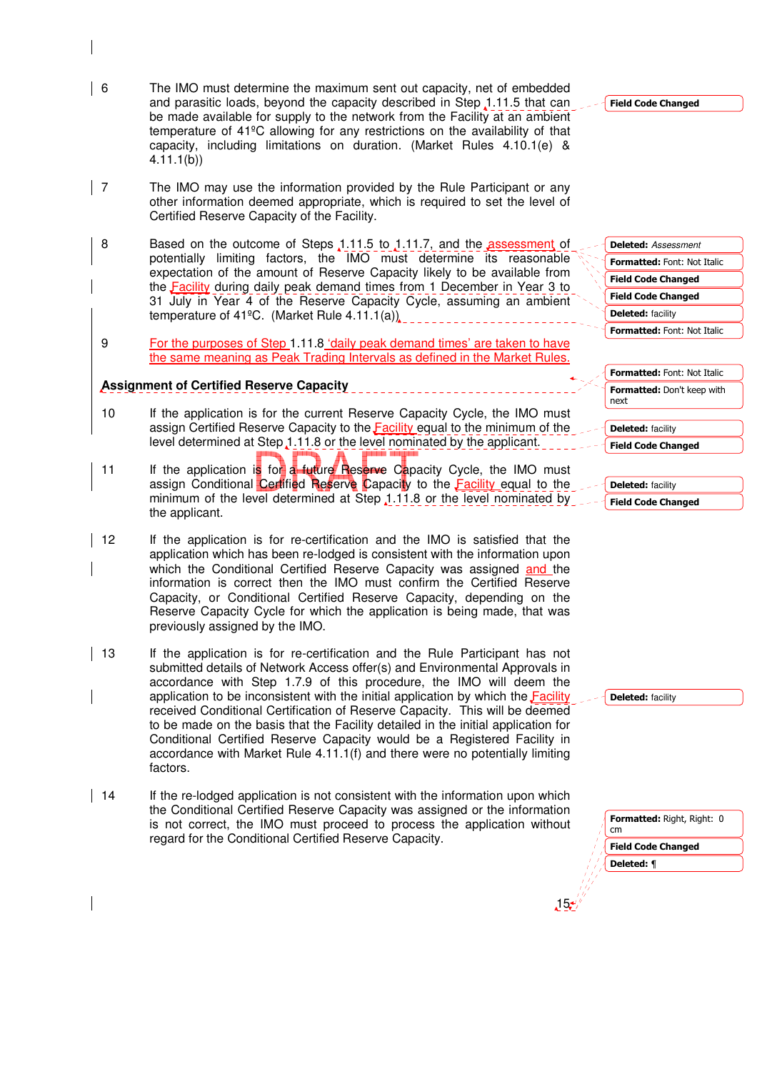6 The IMO must determine the maximum sent out capacity, net of embedded and parasitic loads, beyond the capacity described in Step 1.11.5 that can be made available for supply to the network from the Facility at an ambient temperature of 41ºC allowing for any restrictions on the availability of that capacity, including limitations on duration. (Market Rules 4.10.1(e) & 4.11.1(b))

7 The IMO may use the information provided by the Rule Participant or any other information deemed appropriate, which is required to set the level of Certified Reserve Capacity of the Facility.

8 Based on the outcome of Steps 1.11.5 to 1.11.7, and the assessment of potentially limiting factors, the IMO must determine its reasonable expectation of the amount of Reserve Capacity likely to be available from the Facility during daily peak demand times from 1 December in Year 3 to 31 July in Year 4 of the Reserve Capacity Cycle, assuming an ambient temperature of 41ºC. (Market Rule 4.11.1(a))

9 For the purposes of Step 1.11.8 'daily peak demand times' are taken to have the same meaning as Peak Trading Intervals as defined in the Market Rules.

## Assignment of Certified Reserve Capacity

10 If the application is for the current Reserve Capacity Cycle, the IMO must assign Certified Reserve Capacity to the Facility equal to the minimum of the level determined at Step 1.11.8 or the level nominated by the applicant.

11 If the application is for a future Reserve Capacity Cycle, the IMO must assign Conditional Certified Reserve Capacity to the Facility equal to the minimum of the level determined at Step 1.11.8 or the level nominated by the applicant.

12 If the application is for re-certification and the IMO is satisfied that the application which has been re-lodged is consistent with the information upon which the Conditional Certified Reserve Capacity was assigned and the information is correct then the IMO must confirm the Certified Reserve Capacity, or Conditional Certified Reserve Capacity, depending on the Reserve Capacity Cycle for which the application is being made, that was previously assigned by the IMO.

13 If the application is for re-certification and the Rule Participant has not submitted details of Network Access offer(s) and Environmental Approvals in accordance with Step 1.7.9 of this procedure, the IMO will deem the application to be inconsistent with the initial application by which the Facility received Conditional Certification of Reserve Capacity. This will be deemed to be made on the basis that the Facility detailed in the initial application for Conditional Certified Reserve Capacity would be a Registered Facility in accordance with Market Rule 4.11.1(f) and there were no potentially limiting factors.

14 If the re-lodged application is not consistent with the information upon which the Conditional Certified Reserve Capacity was assigned or the information is not correct, the IMO must proceed to process the application without regard for the Conditional Certified Reserve Capacity.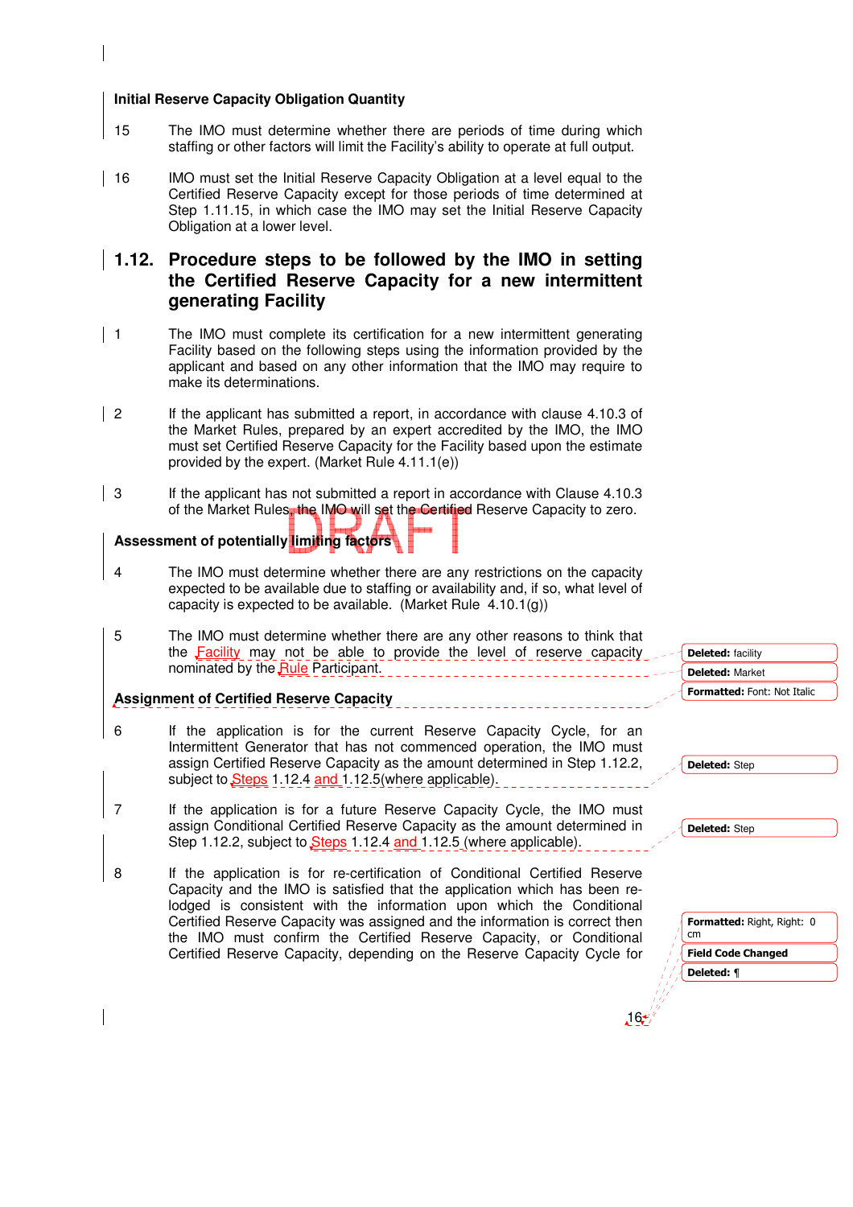**Initial Reserve Capacity Obligation Quantity**

15 The IMO must determine whether there are periods of time during which staffing or other factors will limit the Facility's ability to operate at full output.

16 IMO must set the Initial Reserve Capacity Obligation at a level equal to the Certified Reserve Capacity except for those periods of time determined at Step 1.11.15, in which case the IMO may set the Initial Reserve Capacity Obligation at a lower level.

## 1.12. Procedure steps to be followed by the IMO in setting the Certified Reserve Capacity for a new intermittent generating Facility

1 The IMO must complete its certification for a new intermittent generating Facility based on the following steps using the information provided by the applicant and based on any other information that the IMO may require to make its determinations.

2 If the applicant has submitted a report, in accordance with clause 4.10.3 of the Market Rules, prepared by an expert accredited by the IMO, the IMO must set Certified Reserve Capacity for the Facility based upon the estimate provided by the expert. (Market Rule 4.11.1(e))

3 If the applicant has not submitted a report in accordance with Clause 4.10.3 of the Market Rules, the IMO will set the Certified Reserve Capacity to zero.

**Assessment of potentially limiting factors**

4 The IMO must determine whether there are any restrictions on the capacity expected to be available due to staffing or availability and, if so, what level of capacity is expected to be available. (Market Rule 4.10.1(g))

5 The IMO must determine whether there are any other reasons to think that the Facility may not be able to provide the level of reserve capacity nominated by the Rule Participant.

**Assignment of Certified Reserve Capacity**

6 If the application is for the current Reserve Capacity Cycle, for an Intermittent Generator that has not commenced operation, the IMO must assign Certified Reserve Capacity as the amount determined in Step 1.12.2, subject to Steps 1.12.4 and 1.12.5(where applicable).

7 If the application is for a future Reserve Capacity Cycle, the IMO must assign Conditional Certified Reserve Capacity as the amount determined in Step 1.12.2, subject to Steps 1.12.4 and 1.12.5 (where applicable).

8 If the application is for re-certification of Conditional Certified Reserve Capacity and the IMO is satisfied that the application which has been re-lodged is consistent with the information upon which the Conditional Certified Reserve Capacity was assigned and the information is correct then the IMO must confirm the Certified Reserve Capacity, or Conditional Certified Reserve Capacity, depending on the Reserve Capacity Cycle for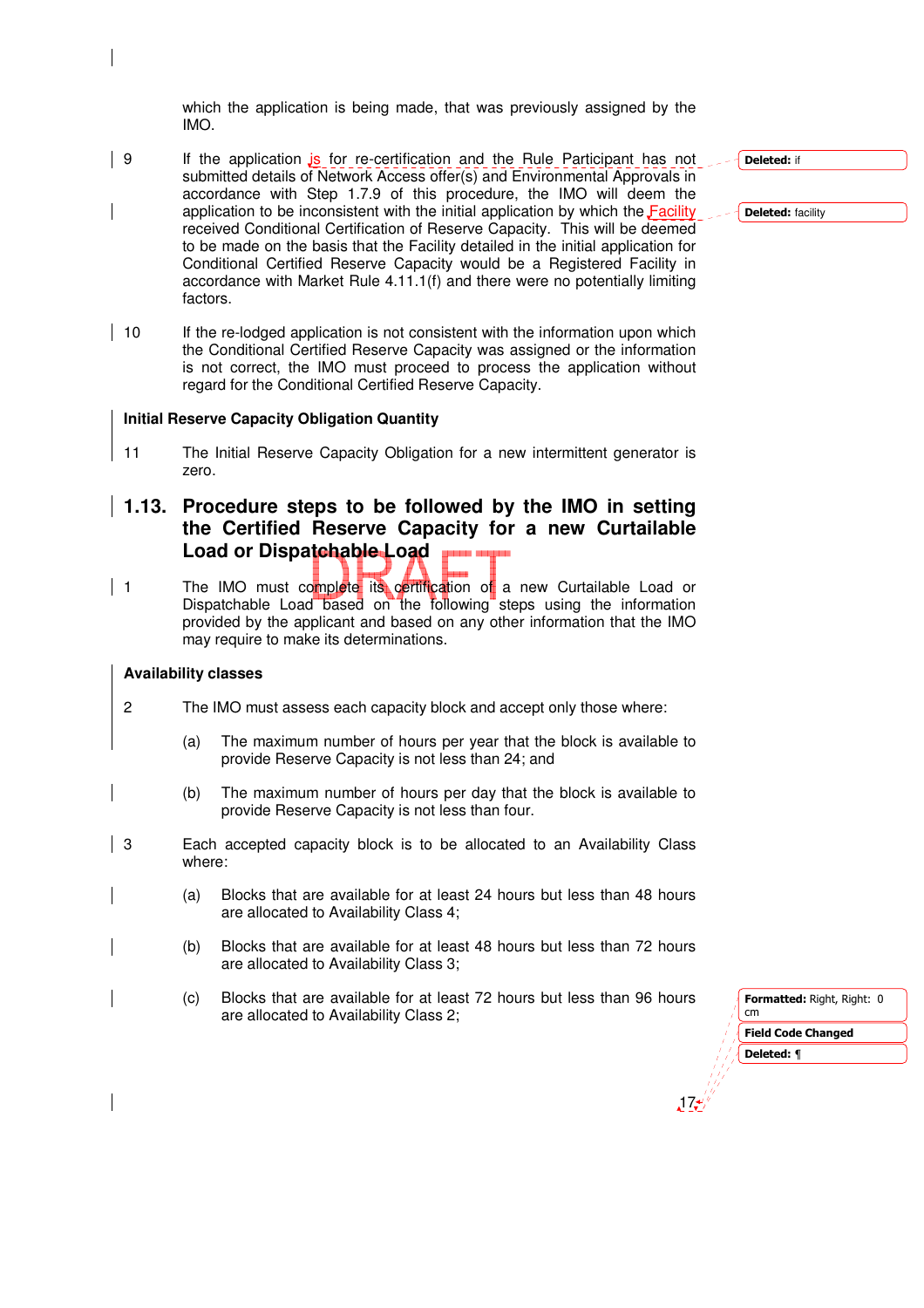which the application is being made, that was previously assigned by the IMO.

9 If the application is for re-certification and the Rule Participant has not submitted details of Network Access offer(s) and Environmental Approvals in accordance with Step 1.7.9 of this procedure, the IMO will deem the application to be inconsistent with the initial application by which the Facility received Conditional Certification of Reserve Capacity. This will be deemed to be made on the basis that the Facility detailed in the initial application for Conditional Certified Reserve Capacity would be a Registered Facility in accordance with Market Rule 4.11.1(f) and there were no potentially limiting factors.

10 If the re-lodged application is not consistent with the information upon which the Conditional Certified Reserve Capacity was assigned or the information is not correct, the IMO must proceed to process the application without regard for the Conditional Certified Reserve Capacity.

**Initial Reserve Capacity Obligation Quantity**

11 The Initial Reserve Capacity Obligation for a new intermittent generator is zero.

## 1.13. Procedure steps to be followed by the IMO in setting the Certified Reserve Capacity for a new Curtailable Load or Dispatchable Load

1 The IMO must complete its certification of a new Curtailable Load or Dispatchable Load based on the following steps using the information provided by the applicant and based on any other information that the IMO may require to make its determinations.

**Availability classes**

2 The IMO must assess each capacity block and accept only those where:

(a) The maximum number of hours per year that the block is available to provide Reserve Capacity is not less than 24; and

(b) The maximum number of hours per day that the block is available to provide Reserve Capacity is not less than four.

3 Each accepted capacity block is to be allocated to an Availability Class where:

(a) Blocks that are available for at least 24 hours but less than 48 hours are allocated to Availability Class 4;

(b) Blocks that are available for at least 48 hours but less than 72 hours are allocated to Availability Class 3;

(c) Blocks that are available for at least 72 hours but less than 96 hours are allocated to Availability Class 2;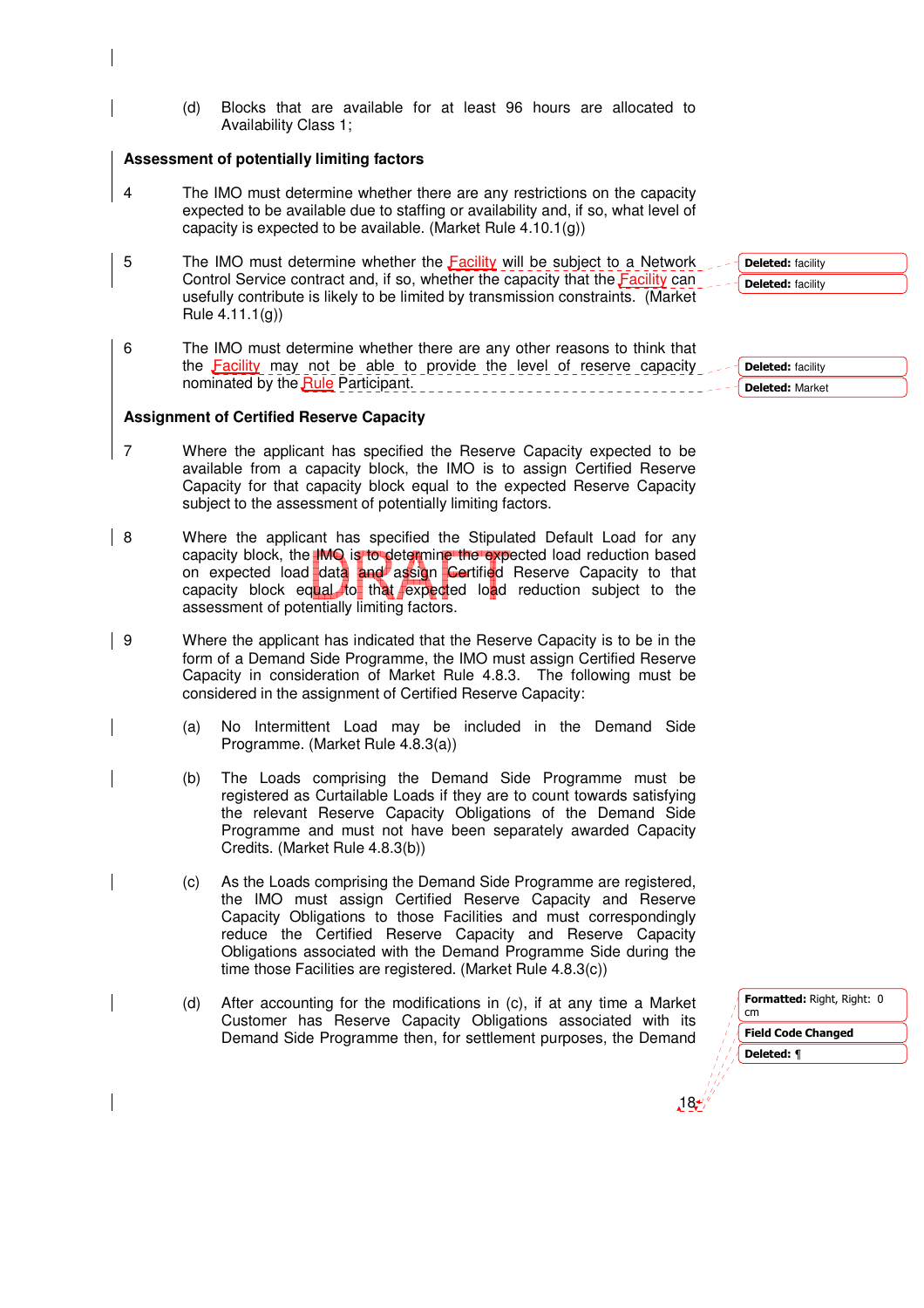(d) Blocks that are available for at least 96 hours are allocated to Availability Class 1;

**Assessment of potentially limiting factors**

4 The IMO must determine whether there are any restrictions on the capacity expected to be available due to staffing or availability and, if so, what level of capacity is expected to be available. (Market Rule 4.10.1(g))

5 The IMO must determine whether the Facility will be subject to a Network Control Service contract and, if so, whether the capacity that the Facility can usefully contribute is likely to be limited by transmission constraints. (Market Rule 4.11.1(g))

6 The IMO must determine whether there are any other reasons to think that the Facility may not be able to provide the level of reserve capacity nominated by the Rule Participant.

**Assignment of Certified Reserve Capacity**

7 Where the applicant has specified the Reserve Capacity expected to be available from a capacity block, the IMO is to assign Certified Reserve Capacity for that capacity block equal to the expected Reserve Capacity subject to the assessment of potentially limiting factors.

8 Where the applicant has specified the Stipulated Default Load for any capacity block, the IMO is to determine the expected load reduction based on expected load data and assign Certified Reserve Capacity to that capacity block equal to that expected load reduction subject to the assessment of potentially limiting factors.

9 Where the applicant has indicated that the Reserve Capacity is to be in the form of a Demand Side Programme, the IMO must assign Certified Reserve Capacity in consideration of Market Rule 4.8.3. The following must be considered in the assignment of Certified Reserve Capacity:

(a) No Intermittent Load may be included in the Demand Side Programme. (Market Rule 4.8.3(a))

(b) The Loads comprising the Demand Side Programme must be registered as Curtailable Loads if they are to count towards satisfying the relevant Reserve Capacity Obligations of the Demand Side Programme and must not have been separately awarded Capacity Credits. (Market Rule 4.8.3(b))

(c) As the Loads comprising the Demand Side Programme are registered, the IMO must assign Certified Reserve Capacity and Reserve Capacity Obligations to those Facilities and must correspondingly reduce the Certified Reserve Capacity and Reserve Capacity Obligations associated with the Demand Programme Side during the time those Facilities are registered. (Market Rule 4.8.3(c))

(d) After accounting for the modifications in (c), if at any time a Market Customer has Reserve Capacity Obligations associated with its Demand Side Programme then, for settlement purposes, the Demand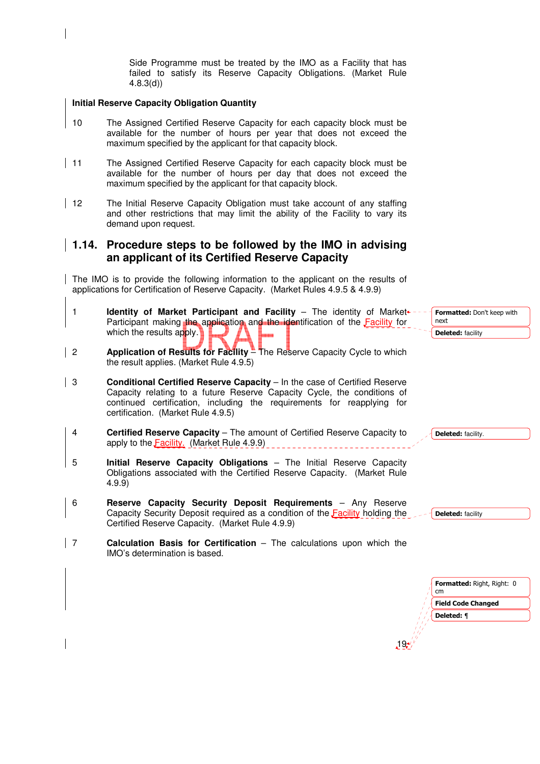Side Programme must be treated by the IMO as a Facility that has failed to satisfy its Reserve Capacity Obligations. (Market Rule 4.8.3(d))

**Initial Reserve Capacity Obligation Quantity**

10 The Assigned Certified Reserve Capacity for each capacity block must be available for the number of hours per year that does not exceed the maximum specified by the applicant for that capacity block.

11 The Assigned Certified Reserve Capacity for each capacity block must be available for the number of hours per day that does not exceed the maximum specified by the applicant for that capacity block.

12 The Initial Reserve Capacity Obligation must take account of any staffing and other restrictions that may limit the ability of the Facility to vary its demand upon request.

## 1.14. Procedure steps to be followed by the IMO in advising an applicant of its Certified Reserve Capacity

The IMO is to provide the following information to the applicant on the results of applications for Certification of Reserve Capacity. (Market Rules 4.9.5 & 4.9.9)

1 **Identity of Market Participant and Facility** – The identity of Market Participant making the application and the identification of the Facility for which the results apply.

2 **Application of Results for Facility** – The Reserve Capacity Cycle to which the result applies. (Market Rule 4.9.5)

3 **Conditional Certified Reserve Capacity** – In the case of Certified Reserve Capacity relating to a future Reserve Capacity Cycle, the conditions of continued certification, including the requirements for reapplying for certification. (Market Rule 4.9.5)

4 **Certified Reserve Capacity** – The amount of Certified Reserve Capacity to apply to the Facility. (Market Rule 4.9.9)

5 **Initial Reserve Capacity Obligations** – The Initial Reserve Capacity Obligations associated with the Certified Reserve Capacity. (Market Rule 4.9.9)

6 **Reserve Capacity Security Deposit Requirements** – Any Reserve Capacity Security Deposit required as a condition of the Facility holding the Certified Reserve Capacity. (Market Rule 4.9.9)

7 **Calculation Basis for Certification** – The calculations upon which the IMO's determination is based.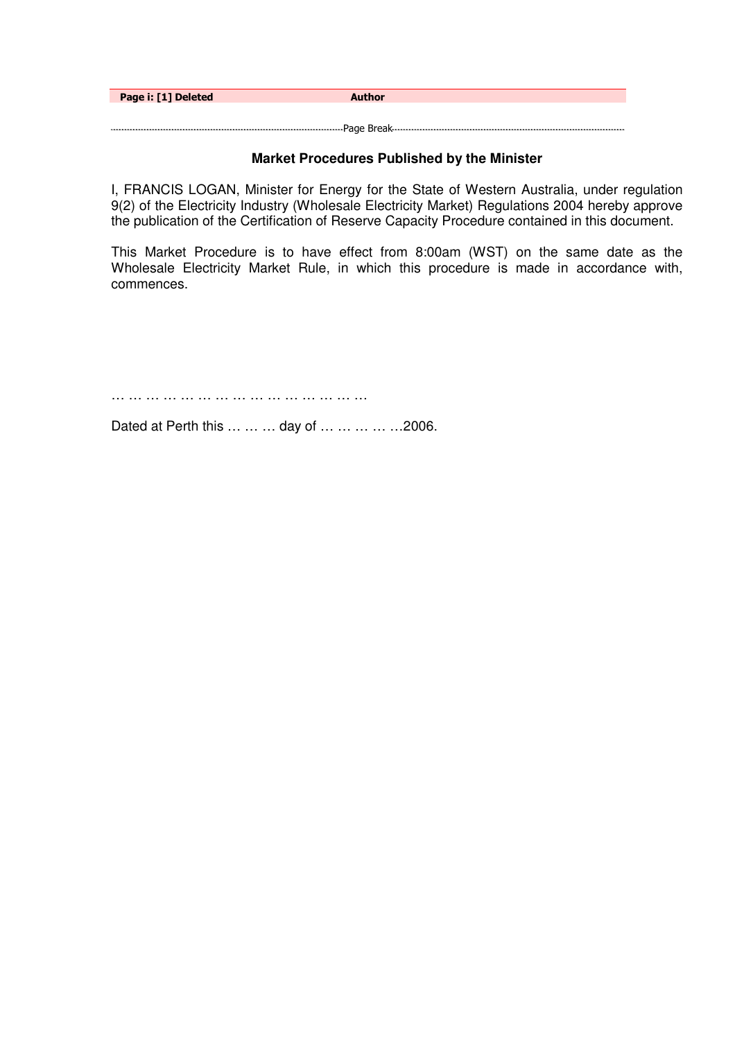Page i: [1] Deleted Author

Page Break

**Market Procedures Published by the Minister**

I, FRANCIS LOGAN, Minister for Energy for the State of Western Australia, under regulation 9(2) of the Electricity Industry (Wholesale Electricity Market) Regulations 2004 hereby approve the publication of the Certification of Reserve Capacity Procedure contained in this document.

This Market Procedure is to have effect from 8:00am (WST) on the same date as the Wholesale Electricity Market Rule, in which this procedure is made in accordance with, commences.

… … … … … … … … … … … … … … …

Dated at Perth this … … … day of … … … … …2006.